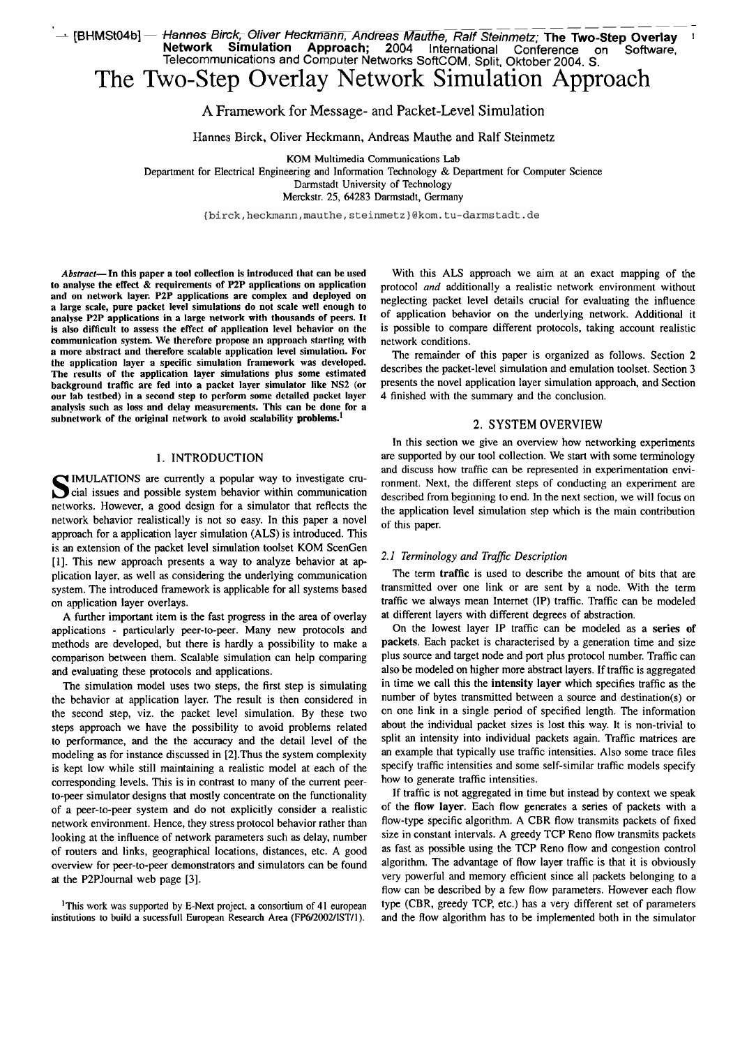[BHMSt04b] — Hannes Birck, Oliver Heckmann, Andreas Mauthe, Ralf Steinmetz; **The Two-Step Overlay Network Simulation Approach;** 2004 International Conference on Software, Telecommunications and Computer Networks SoftCOM, Split, Oktober 2004. S.

# The Two-Step Overlay Network Simulation Approach

## A Framework for Message- and Packet-Level Simulation

Hannes Birck, Oliver Heckmann, Andreas Mauthe and Ralf Steinmetz

KOM Multimedia Communications Lab
Department for Electrical Engineering and Information Technology & Department for Computer Science
Darmstadt University of Technology
Merckstr. 25, 64283 Darmstadt, Germany

{birck,heckmann,mauthe,steinmetz}@kom.tu-darmstadt.de

***Abstract*— In this paper a tool collection is introduced that can be used to analyse the effect & requirements of P2P applications on application and on network layer. P2P applications are complex and deployed on a large scale, pure packet level simulations do not scale well enough to analyse P2P applications in a large network with thousands of peers. It is also difficult to assess the effect of application level behavior on the communication system. We therefore propose an approach starting with a more abstract and therefore scalable application level simulation. For the application layer a specific simulation framework was developed. The results of the application layer simulations plus some estimated background traffic are fed into a packet layer simulator like NS2 (or our lab testbed) in a second step to perform some detailed packet layer analysis such as loss and delay measurements. This can be done for a subnetwork of the original network to avoid scalability problems.[1]**

## 1. INTRODUCTION

SIMULATIONS are currently a popular way to investigate crucial issues and possible system behavior within communication networks. However, a good design for a simulator that reflects the network behavior realistically is not so easy. In this paper a novel approach for a application layer simulation (ALS) is introduced. This is an extension of the packet level simulation toolset KOM ScenGen [1]. This new approach presents a way to analyze behavior at application layer, as well as considering the underlying communication system. The introduced framework is applicable for all systems based on application layer overlays.

A further important item is the fast progress in the area of overlay applications - particularly peer-to-peer. Many new protocols and methods are developed, but there is hardly a possibility to make a comparison between them. Scalable simulation can help comparing and evaluating these protocols and applications.

The simulation model uses two steps, the first step is simulating the behavior at application layer. The result is then considered in the second step, viz. the packet level simulation. By these two steps approach we have the possibility to avoid problems related to performance, and the the accuracy and the detail level of the modeling as for instance discussed in [2].Thus the system complexity is kept low while still maintaining a realistic model at each of the corresponding levels. This is in contrast to many of the current peer-to-peer simulator designs that mostly concentrate on the functionality of a peer-to-peer system and do not explicitly consider a realistic network environment. Hence, they stress protocol behavior rather than looking at the influence of network parameters such as delay, number of routers and links, geographical locations, distances, etc. A good overview for peer-to-peer demonstrators and simulators can be found at the P2PJournal web page [3].

[1]This work was supported by E-Next project, a consortium of 41 european institutions to build a sucessfull European Research Area (FP6/2002/IST/1).

With this ALS approach we aim at an exact mapping of the protocol *and* additionally a realistic network environment without neglecting packet level details crucial for evaluating the influence of application behavior on the underlying network. Additional it is possible to compare different protocols, taking account realistic network conditions.

The remainder of this paper is organized as follows. Section 2 describes the packet-level simulation and emulation toolset. Section 3 presents the novel application layer simulation approach, and Section 4 finished with the summary and the conclusion.

## 2. SYSTEM OVERVIEW

In this section we give an overview how networking experiments are supported by our tool collection. We start with some terminology and discuss how traffic can be represented in experimentation environment. Next, the different steps of conducting an experiment are described from beginning to end. In the next section, we will focus on the application level simulation step which is the main contribution of this paper.

### *2.1 Terminology and Traffic Description*

The term **traffic** is used to describe the amount of bits that are transmitted over one link or are sent by a node. With the term traffic we always mean Internet (IP) traffic. Traffic can be modeled at different layers with different degrees of abstraction.

On the lowest layer IP traffic can be modeled as a **series of packets**. Each packet is characterised by a generation time and size plus source and target node and port plus protocol number. Traffic can also be modeled on higher more abstract layers. If traffic is aggregated in time we call this the **intensity layer** which specifies traffic as the number of bytes transmitted between a source and destination(s) or on one link in a single period of specified length. The information about the individual packet sizes is lost this way. It is non-trivial to split an intensity into individual packets again. Traffic matrices are an example that typically use traffic intensities. Also some trace files specify traffic intensities and some self-similar traffic models specify how to generate traffic intensities.

If traffic is not aggregated in time but instead by context we speak of the **flow layer**. Each flow generates a series of packets with a flow-type specific algorithm. A CBR flow transmits packets of fixed size in constant intervals. A greedy TCP Reno flow transmits packets as fast as possible using the TCP Reno flow and congestion control algorithm. The advantage of flow layer traffic is that it is obviously very powerful and memory efficient since all packets belonging to a flow can be described by a few flow parameters. However each flow type (CBR, greedy TCP, etc.) has a very different set of parameters and the flow algorithm has to be implemented both in the simulator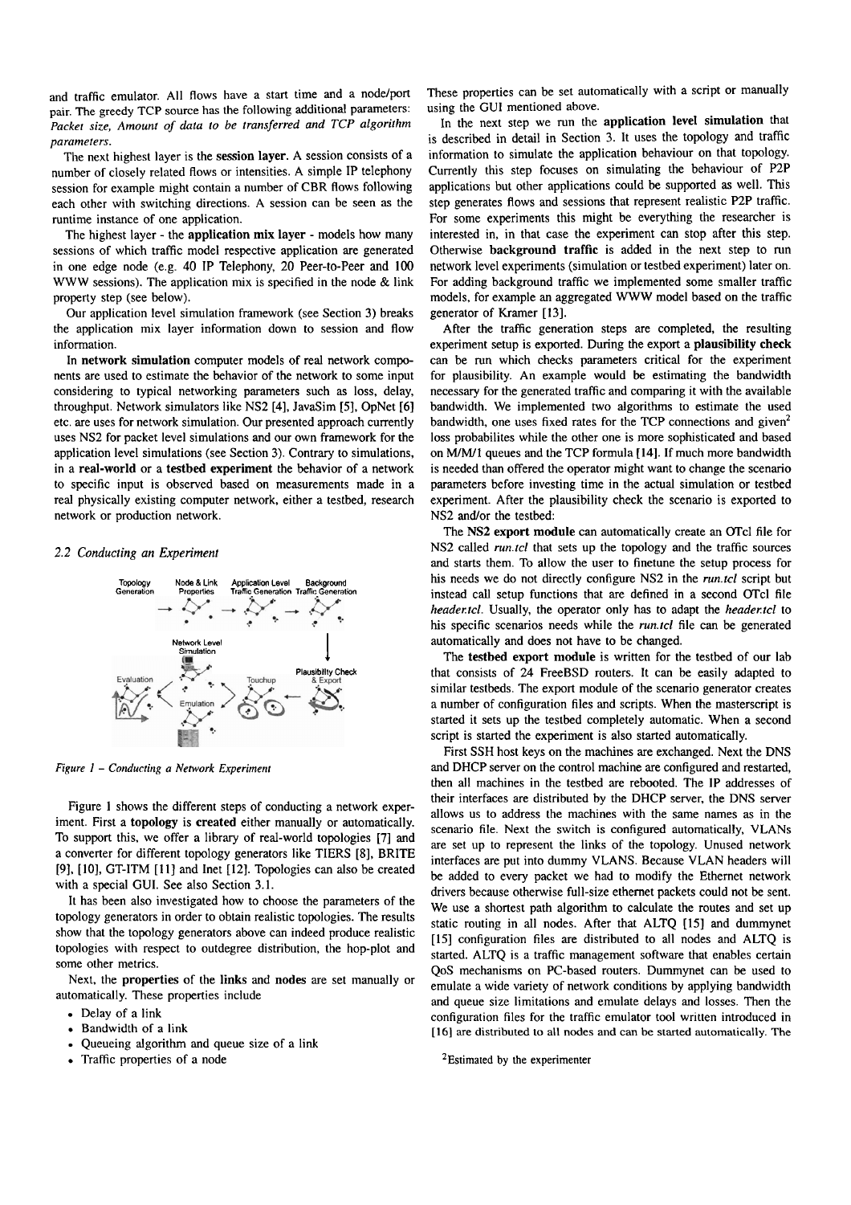and traffic emulator. All flows have a start time and a node/port pair. The greedy TCP source has the following additional parameters: *Packet size, Amount of data to be transferred and TCP algorithm parameters*.

The next highest layer is the **session layer**. A session consists of a number of closely related flows or intensities. A simple IP telephony session for example might contain a number of CBR flows following each other with switching directions. A session can be seen as the runtime instance of one application.

The highest layer - the **application mix layer** - models how many sessions of which traffic model respective application are generated in one edge node (e.g. 40 IP Telephony, 20 Peer-to-Peer and 100 WWW sessions). The application mix is specified in the node & link property step (see below).

Our application level simulation framework (see Section 3) breaks the application mix layer information down to session and flow information.

In **network simulation** computer models of real network components are used to estimate the behavior of the network to some input considering to typical networking parameters such as loss, delay, throughput. Network simulators like NS2 [4], JavaSim [5], OpNet [6] etc. are uses for network simulation. Our presented approach currently uses NS2 for packet level simulations and our own framework for the application level simulations (see Section 3). Contrary to simulations, in a **real-world** or a **testbed experiment** the behavior of a network to specific input is observed based on measurements made in a real physically existing computer network, either a testbed, research network or production network.

### *2.2 Conducting an Experiment*

*Figure 1 – Conducting a Network Experiment*

Figure 1 shows the different steps of conducting a network experiment. First a **topology** is **created** either manually or automatically. To support this, we offer a library of real-world topologies [7] and a converter for different topology generators like TIERS [8], BRITE [9], [10], GT-ITM [11] and Inet [12]. Topologies can also be created with a special GUI. See also Section 3.1.

It has been also investigated how to choose the parameters of the topology generators in order to obtain realistic topologies. The results show that the topology generators above can indeed produce realistic topologies with respect to outdegree distribution, the hop-plot and some other metrics.

Next, the **properties** of the **links** and **nodes** are set manually or automatically. These properties include

- Delay of a link
- Bandwidth of a link
- Queueing algorithm and queue size of a link
- Traffic properties of a node

These properties can be set automatically with a script or manually using the GUI mentioned above.

In the next step we run the **application level simulation** that is described in detail in Section 3. It uses the topology and traffic information to simulate the application behaviour on that topology. Currently this step focuses on simulating the behaviour of P2P applications but other applications could be supported as well. This step generates flows and sessions that represent realistic P2P traffic. For some experiments this might be everything the researcher is interested in, in that case the experiment can stop after this step. Otherwise **background traffic** is added in the next step to run network level experiments (simulation or testbed experiment) later on. For adding background traffic we implemented some smaller traffic models, for example an aggregated WWW model based on the traffic generator of Kramer [13].

After the traffic generation steps are completed, the resulting experiment setup is exported. During the export a **plausibility check** can be run which checks parameters critical for the experiment for plausibility. An example would be estimating the bandwidth necessary for the generated traffic and comparing it with the available bandwidth. We implemented two algorithms to estimate the used bandwidth, one uses fixed rates for the TCP connections and given[2] loss probabilites while the other one is more sophisticated and based on M/M/1 queues and the TCP formula [14]. If much more bandwidth is needed than offered the operator might want to change the scenario parameters before investing time in the actual simulation or testbed experiment. After the plausibility check the scenario is exported to NS2 and/or the testbed:

The **NS2 export module** can automatically create an OTcl file for NS2 called *run.tcl* that sets up the topology and the traffic sources and starts them. To allow the user to finetune the setup process for his needs we do not directly configure NS2 in the *run.tcl* script but instead call setup functions that are defined in a second OTcl file *header.tcl*. Usually, the operator only has to adapt the *header.tcl* to his specific scenarios needs while the *run.tcl* file can be generated automatically and does not have to be changed.

The **testbed export module** is written for the testbed of our lab that consists of 24 FreeBSD routers. It can be easily adapted to similar testbeds. The export module of the scenario generator creates a number of configuration files and scripts. When the masterscript is started it sets up the testbed completely automatic. When a second script is started the experiment is also started automatically.

First SSH host keys on the machines are exchanged. Next the DNS and DHCP server on the control machine are configured and restarted, then all machines in the testbed are rebooted. The IP addresses of their interfaces are distributed by the DHCP server, the DNS server allows us to address the machines with the same names as in the scenario file. Next the switch is configured automatically, VLANs are set up to represent the links of the topology. Unused network interfaces are put into dummy VLANS. Because VLAN headers will be added to every packet we had to modify the Ethernet network drivers because otherwise full-size ethernet packets could not be sent. We use a shortest path algorithm to calculate the routes and set up static routing in all nodes. After that ALTQ [15] and dummynet [15] configuration files are distributed to all nodes and ALTQ is started. ALTQ is a traffic management software that enables certain QoS mechanisms on PC-based routers. Dummynet can be used to emulate a wide variety of network conditions by applying bandwidth and queue size limitations and emulate delays and losses. Then the configuration files for the traffic emulator tool written introduced in [16] are distributed to all nodes and can be started automatically. The

[2] Estimated by the experimenter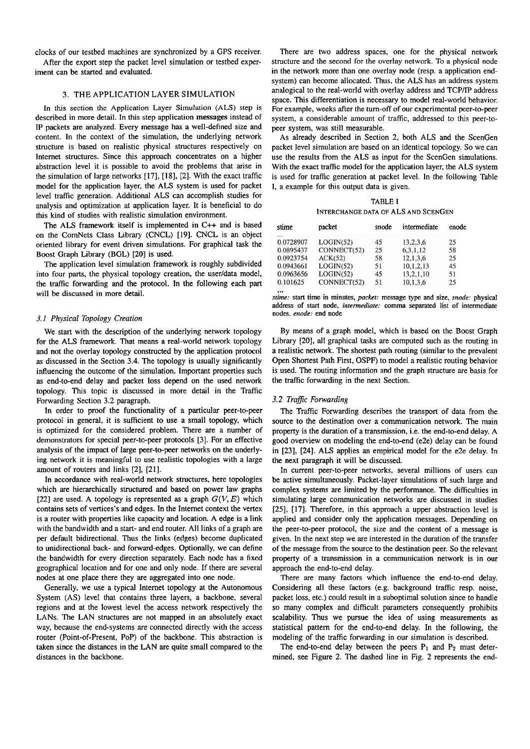clocks of our testbed machines are synchronized by a GPS receiver.

After the export step the packet level simulation or testbed experiment can be started and evaluated.

## 3. THE APPLICATION LAYER SIMULATION

In this section the Application Layer Simulation (ALS) step is described in more detail. In this step application **messages** instead of IP packets are analyzed. Every message has a well-defined size and content. In the context of the simulation, the underlying network structure is based on realistic physical structures respectively on Internet structures. Since this approach concentrates on a higher abstraction level it is possible to avoid the problems that arise in the simulation of large networks [17], [18], [2]. With the exact traffic model for the application layer, the ALS system is used for packet level traffic generation. Additional ALS can accomplish studies for analysis and optimization at application layer. It is beneficial to do this kind of studies with realistic simulation environment.

The ALS framework itself is implemented in C++ and is based on the ComNets Class Library (CNCL) [19]. CNCL is an object oriented library for event driven simulations. For graphical task the Boost Graph Library (BGL) [20] is used.

The application level simulation framework is roughly subdivided into four parts, the physical topology creation, the user/data model, the traffic forwarding and the protocol. In the following each part will be discussed in more detail.

### *3.1 Physical Topology Creation*

We start with the description of the underlying network topology for the ALS framework. That means a real-world network topology and not the overlay topology constructed by the application protocol as discussed in the Section 3.4. The topology is usually significantly influencing the outcome of the simulation. Important properties such as end-to-end delay and packet loss depend on the used network topology. This topic is discussed in more detail in the Traffic Forwarding Section 3.2 paragraph.

In order to proof the functionality of a particular peer-to-peer protocol in general, it is sufficient to use a small topology, which is optimized for the considered problem. There are a number of demonstrators for special peer-to-peer protocols [3]. For an effective analysis of the impact of large peer-to-peer networks on the underlying network it is meaningful to use realistic topologies with a large amount of routers and links [2], [21].

In accordance with real-world network structures, here topologies which are hierarchically structured and based on power law graphs [22] are used. A topology is represented as a graph $G(V, E)$ which contains sets of vertices's and edges. In the Internet context the vertex is a router with properties like capacity and location. A edge is a link with the bandwidth and a start- and end router. All links of a graph are per default bidirectional. Thus the links (edges) become duplicated to unidirectional back- and forward-edges. Optionally, we can define the bandwidth for every direction separately. Each node has a fixed geographical location and for one and only node. If there are several nodes at one place there they are aggregated into one node.

Generally, we use a typical Internet topology at the Autonomous System (AS) level that contains three layers, a backbone, several regions and at the lowest level the access network respectively the LANs. The LAN structures are not mapped in an absolutely exact way, because the end-systems are connected directly with the access router (Point-of-Present, PoP) of the backbone. This abstraction is taken since the distances in the LAN are quite small compared to the distances in the backbone.

There are two address spaces, one for the physical network structure and the second for the overlay network. To a physical node in the network more than one overlay node (resp. a application end-system) can become allocated. Thus, the ALS has an address system analogical to the real-world with overlay address and TCP/IP address space. This differentiation is necessary to model real-world behavior. For example, weeks after the turn-off of our experimental peer-to-peer system, a considerable amount of traffic, addressed to this peer-to-peer system, was still measurable.

As already described in Section 2, both ALS and the ScenGen packet level simulation are based on an identical topology. So we can use the results from the ALS as input for the ScenGen simulations. With the exact traffic model for the application layer, the ALS system is used for traffic generation at packet level. In the following Table I, a example for this output data is given.

TABLE I
INTERCHANGE DATA OF ALS AND SCENGEN

| stime | packet | snode | intermediate | enode |
|---|---|---|---|---|
| ... | | | | |
| 0.0728907 | LOGIN(52) | 45 | 13,2,3,6 | 25 |
| 0.0895437 | CONNECT(52) | 25 | 6,3,1,12 | 58 |
| 0.0923754 | ACK(52) | 58 | 12,1,3,6 | 25 |
| 0.0943661 | LOGIN(52) | 51 | 10,1,2,13 | 45 |
| 0.0963656 | LOGIN(52) | 45 | 13,2,1,10 | 51 |
| 0.101625 | CONNECT(52) | 51 | 10,1,3,6 | 25 |
| ... | | | | |

*stime:* start time in minutes, *packet:* message type and size, *snode:* physical address of start node, *intermediate:* comma separated list of intermediate nodes, *enode:* end node

By means of a graph model, which is based on the Boost Graph Library [20], all graphical tasks are computed such as the routing in a realistic network. The shortest path routing (similar to the prevalent Open Shortest Path First, OSPF) to model a realistic routing behavior is used. The routing information and the graph structure are basis for the traffic forwarding in the next Section.

### *3.2 Traffic Forwarding*

The Traffic Forwarding describes the transport of data from the source to the destination over a communication network. The main property is the duration of a transmission, i.e. the end-to-end delay. A good overview on modeling the end-to-end (e2e) delay can be found in [23], [24]. ALS applies an empirical model for the e2e delay. In the next paragraph it will be discussed.

In current peer-to-peer networks, several millions of users can be active simultaneously. Packet-layer simulations of such large and complex systems are limited by the performance. The difficulties in simulating large communication networks are discussed in studies [25], [17]. Therefore, in this approach a upper abstraction level is applied and consider only the application messages. Depending on the peer-to-peer protocol, the size and the content of a message is given. In the next step we are interested in the duration of the transfer of the message from the source to the destination peer. So the relevant property of a transmission in a communication network is in our approach the end-to-end delay.

There are many factors which influence the end-to-end delay. Considering all these factors (e.g. background traffic resp. noise, packet loss, etc.) could result in a suboptimal solution since to handle so many complex and difficult parameters consequently prohibits scalability. Thus we pursue the idea of using measurements as statistical pattern for the end-to-end delay. In the following, the modeling of the traffic forwarding in our simulation is described.

The end-to-end delay between the peers $P_1$ and $P_2$ must determined, see Figure 2. The dashed line in Fig. 2 represents the end-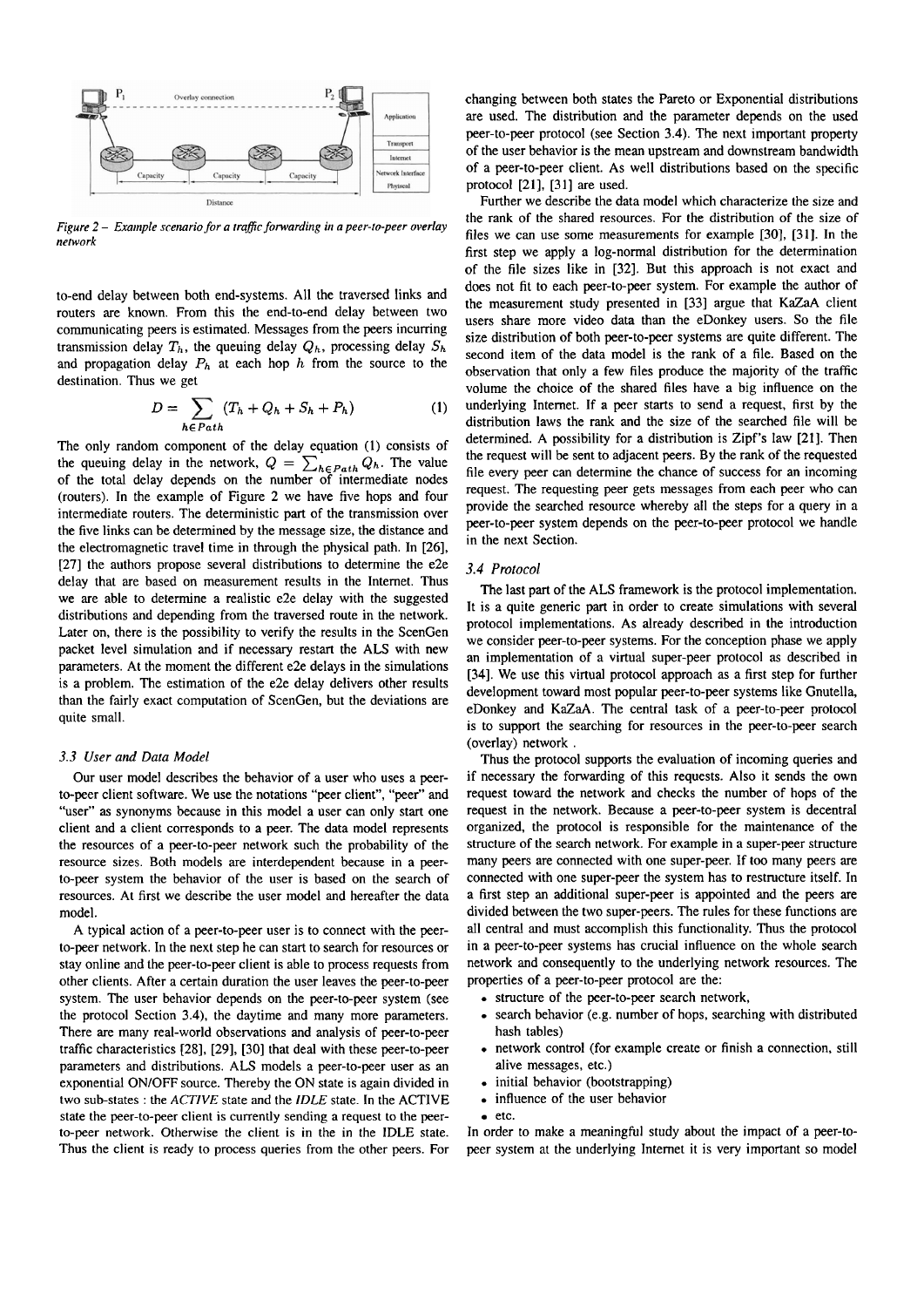Figure 2 – Example scenario for a traffic forwarding in a peer-to-peer overlay network

to-end delay between both end-systems. All the traversed links and routers are known. From this the end-to-end delay between two communicating peers is estimated. Messages from the peers incurring transmission delay $T_h$, the queuing delay $Q_h$, processing delay $S_h$ and propagation delay $P_h$ at each hop $h$ from the source to the destination. Thus we get

$$D = \sum_{h \in Path} (T_h + Q_h + S_h + P_h) \tag{1}$$

The only random component of the delay equation (1) consists of the queuing delay in the network, $Q = \sum_{h \in Path} Q_h$. The value of the total delay depends on the number of intermediate nodes (routers). In the example of Figure 2 we have five hops and four intermediate routers. The deterministic part of the transmission over the five links can be determined by the message size, the distance and the electromagnetic travel time in through the physical path. In [26], [27] the authors propose several distributions to determine the e2e delay that are based on measurement results in the Internet. Thus we are able to determine a realistic e2e delay with the suggested distributions and depending from the traversed route in the network. Later on, there is the possibility to verify the results in the ScenGen packet level simulation and if necessary restart the ALS with new parameters. At the moment the different e2e delays in the simulations is a problem. The estimation of the e2e delay delivers other results than the fairly exact computation of ScenGen, but the deviations are quite small.

### 3.3 User and Data Model

Our user model describes the behavior of a user who uses a peer-to-peer client software. We use the notations "peer client", "peer" and "user" as synonyms because in this model a user can only start one client and a client corresponds to a peer. The data model represents the resources of a peer-to-peer network such the probability of the resource sizes. Both models are interdependent because in a peer-to-peer system the behavior of the user is based on the search of resources. At first we describe the user model and hereafter the data model.

A typical action of a peer-to-peer user is to connect with the peer-to-peer network. In the next step he can start to search for resources or stay online and the peer-to-peer client is able to process requests from other clients. After a certain duration the user leaves the peer-to-peer system. The user behavior depends on the peer-to-peer system (see the protocol Section 3.4), the daytime and many more parameters. There are many real-world observations and analysis of peer-to-peer traffic characteristics [28], [29], [30] that deal with these peer-to-peer parameters and distributions. ALS models a peer-to-peer user as an exponential ON/OFF source. Thereby the ON state is again divided in two sub-states : the *ACTIVE* state and the *IDLE* state. In the ACTIVE state the peer-to-peer client is currently sending a request to the peer-to-peer network. Otherwise the client is in the in the IDLE state. Thus the client is ready to process queries from the other peers. For changing between both states the Pareto or Exponential distributions are used. The distribution and the parameter depends on the used peer-to-peer protocol (see Section 3.4). The next important property of the user behavior is the mean upstream and downstream bandwidth of a peer-to-peer client. As well distributions based on the specific protocol [21], [31] are used.

Further we describe the data model which characterize the size and the rank of the shared resources. For the distribution of the size of files we can use some measurements for example [30], [31]. In the first step we apply a log-normal distribution for the determination of the file sizes like in [32]. But this approach is not exact and does not fit to each peer-to-peer system. For example the author of the measurement study presented in [33] argue that KaZaA client users share more video data than the eDonkey users. So the file size distribution of both peer-to-peer systems are quite different. The second item of the data model is the rank of a file. Based on the observation that only a few files produce the majority of the traffic volume the choice of the shared files have a big influence on the underlying Internet. If a peer starts to send a request, first by the distribution laws the rank and the size of the searched file will be determined. A possibility for a distribution is Zipf's law [21]. Then the request will be sent to adjacent peers. By the rank of the requested file every peer can determine the chance of success for an incoming request. The requesting peer gets messages from each peer who can provide the searched resource whereby all the steps for a query in a peer-to-peer system depends on the peer-to-peer protocol we handle in the next Section.

### 3.4 Protocol

The last part of the ALS framework is the protocol implementation. It is a quite generic part in order to create simulations with several protocol implementations. As already described in the introduction we consider peer-to-peer systems. For the conception phase we apply an implementation of a virtual super-peer protocol as described in [34]. We use this virtual protocol approach as a first step for further development toward most popular peer-to-peer systems like Gnutella, eDonkey and KaZaA. The central task of a peer-to-peer protocol is to support the searching for resources in the peer-to-peer search (overlay) network .

Thus the protocol supports the evaluation of incoming queries and if necessary the forwarding of this requests. Also it sends the own request toward the network and checks the number of hops of the request in the network. Because a peer-to-peer system is decentral organized, the protocol is responsible for the maintenance of the structure of the search network. For example in a super-peer structure many peers are connected with one super-peer. If too many peers are connected with one super-peer the system has to restructure itself. In a first step an additional super-peer is appointed and the peers are divided between the two super-peers. The rules for these functions are all central and must accomplish this functionality. Thus the protocol in a peer-to-peer systems has crucial influence on the whole search network and consequently to the underlying network resources. The properties of a peer-to-peer protocol are the:

- structure of the peer-to-peer search network,
- search behavior (e.g. number of hops, searching with distributed hash tables)
- network control (for example create or finish a connection, still alive messages, etc.)
- initial behavior (bootstrapping)
- influence of the user behavior
- etc.

In order to make a meaningful study about the impact of a peer-to-peer system at the underlying Internet it is very important so model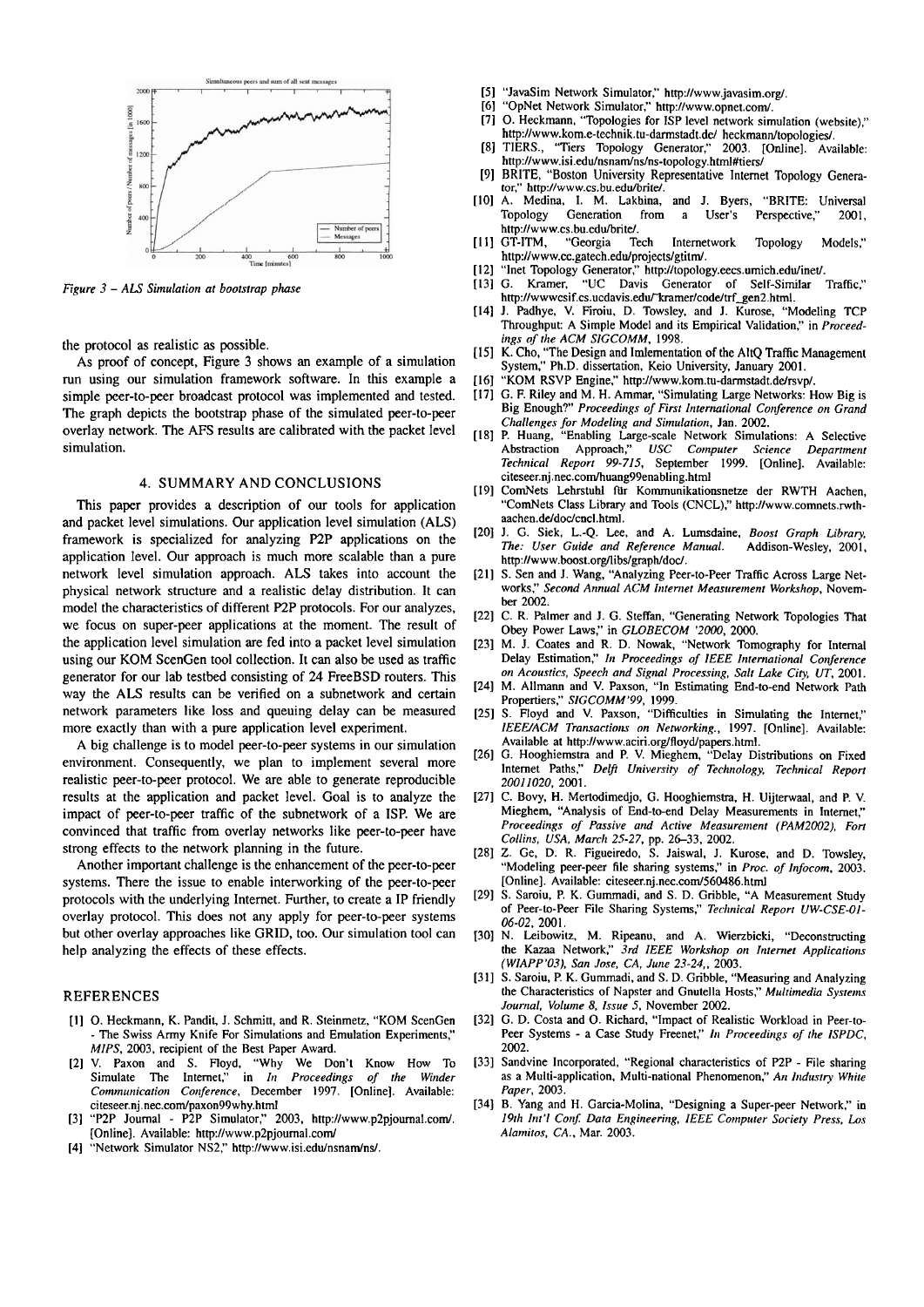Simultaneous peers and sum of all sent messages

2000

1600

1200

800

400

0

0 200 400 600 800 1000

Time [minutes]

Number of peers / Number of messages [in 1000]

Number of peers
Messages

*Figure 3 – ALS Simulation at bootstrap phase*

the protocol as realistic as possible.

As proof of concept, Figure 3 shows an example of a simulation run using our simulation framework software. In this example a simple peer-to-peer broadcast protocol was implemented and tested. The graph depicts the bootstrap phase of the simulated peer-to-peer overlay network. The AFS results are calibrated with the packet level simulation.

## 4. SUMMARY AND CONCLUSIONS

This paper provides a description of our tools for application and packet level simulations. Our application level simulation (ALS) framework is specialized for analyzing P2P applications on the application level. Our approach is much more scalable than a pure network level simulation approach. ALS takes into account the physical network structure and a realistic delay distribution. It can model the characteristics of different P2P protocols. For our analyzes, we focus on super-peer applications at the moment. The result of the application level simulation are fed into a packet level simulation using our KOM ScenGen tool collection. It can also be used as traffic generator for our lab testbed consisting of 24 FreeBSD routers. This way the ALS results can be verified on a subnetwork and certain network parameters like loss and queuing delay can be measured more exactly than with a pure application level experiment.

A big challenge is to model peer-to-peer systems in our simulation environment. Consequently, we plan to implement several more realistic peer-to-peer protocol. We are able to generate reproducible results at the application and packet level. Goal is to analyze the impact of peer-to-peer traffic of the subnetwork of a ISP. We are convinced that traffic from overlay networks like peer-to-peer have strong effects to the network planning in the future.

Another important challenge is the enhancement of the peer-to-peer systems. There the issue to enable interworking of the peer-to-peer protocols with the underlying Internet. Further, to create a IP friendly overlay protocol. This does not any apply for peer-to-peer systems but other overlay approaches like GRID, too. Our simulation tool can help analyzing the effects of these effects.

## REFERENCES

[1] O. Heckmann, K. Pandit, J. Schmitt, and R. Steinmetz, "KOM ScenGen - The Swiss Army Knife For Simulations and Emulation Experiments," *MIPS*, 2003, recipient of the Best Paper Award.

[2] V. Paxon and S. Floyd, "Why We Don't Know How To Simulate The Internet," in *In Proceedings of the Winder Communication Conference*, December 1997. [Online]. Available: citeseer.nj.nec.com/paxon99why.html

[3] "P2P Journal - P2P Simulator," 2003, http://www.p2pjournal.com/. [Online]. Available: http://www.p2pjournal.com/

[4] "Network Simulator NS2," http://www.isi.edu/nsnam/ns/.

[5] "JavaSim Network Simulator," http://www.javasim.org/.

[6] "OpNet Network Simulator," http://www.opnet.com/.

[7] O. Heckmann, "Topologies for ISP level network simulation (website)," http://www.kom.e-technik.tu-darmstadt.de/ heckmann/topologies/.

[8] TIERS., "Tiers Topology Generator," 2003. [Online]. Available: http://www.isi.edu/nsnam/ns/ns-topology.html#tiers/

[9] BRITE, "Boston University Representative Internet Topology Generator," http://www.cs.bu.edu/brite/.

[10] A. Medina, I. M. Lakhina, and J. Byers, "BRITE: Universal Topology Generation from a User's Perspective," 2001, http://www.cs.bu.edu/brite/.

[11] GT-ITM, "Georgia Tech Internetwork Topology Models," http://www.cc.gatech.edu/projects/gtitm/.

[12] "Inet Topology Generator," http://topology.eecs.umich.edu/inet/.

[13] G. Kramer, "UC Davis Generator of Self-Similar Traffic," http://wwwcsif.cs.ucdavis.edu/~kramer/code/trf_gen2.html.

[14] J. Padhye, V. Firoiu, D. Towsley, and J. Kurose, "Modeling TCP Throughput: A Simple Model and its Empirical Validation," in *Proceedings of the ACM SIGCOMM*, 1998.

[15] K. Cho, "The Design and Imlementation of the AltQ Traffic Management System," Ph.D. dissertation, Keio University, January 2001.

[16] "KOM RSVP Engine," http://www.kom.tu-darmstadt.de/rsvp/.

[17] G. F. Riley and M. H. Ammar, "Simulating Large Networks: How Big is Big Enough?" *Proceedings of First International Conference on Grand Challenges for Modeling and Simulation*, Jan. 2002.

[18] P. Huang, "Enabling Large-scale Network Simulations: A Selective Abstraction Approach," *USC Computer Science Department Technical Report 99-715*, September 1999. [Online]. Available: citeseer.nj.nec.com/huang99enabling.html

[19] ComNets Lehrstuhl für Kommunikationsnetze der RWTH Aachen, "ComNets Class Library and Tools (CNCL)," http://www.comnets.rwth-aachen.de/doc/cncl.html.

[20] J. G. Siek, L.-Q. Lee, and A. Lumsdaine, *Boost Graph Library, The: User Guide and Reference Manual.* Addison-Wesley, 2001, http://www.boost.org/libs/graph/doc/.

[21] S. Sen and J. Wang, "Analyzing Peer-to-Peer Traffic Across Large Networks," *Second Annual ACM Internet Measurement Workshop*, November 2002.

[22] C. R. Palmer and J. G. Steffan, "Generating Network Topologies That Obey Power Laws," in *GLOBECOM '2000*, 2000.

[23] M. J. Coates and R. D. Nowak, "Network Tomography for Internal Delay Estimation," *In Proceedings of IEEE International Conference on Acoustics, Speech and Signal Processing, Salt Lake City, UT*, 2001.

[24] M. Allmann and V. Paxson, "In Estimating End-to-end Network Path Propertiers," *SIGCOMM'99*, 1999.

[25] S. Floyd and V. Paxson, "Difficulties in Simulating the Internet," *IEEE/ACM Transactions on Networking.*, 1997. [Online]. Available: Available at http://www.aciri.org/floyd/papers.html.

[26] G. Hooghiemstra and P. V. Mieghem, "Delay Distributions on Fixed Internet Paths," *Delft University of Technology, Technical Report 20011020*, 2001.

[27] C. Bovy, H. Mertodimedjo, G. Hooghiemstra, H. Uijterwaal, and P. V. Mieghem, "Analysis of End-to-end Delay Measurements in Internet," *Proceedings of Passive and Active Measurement (PAM2002), Fort Collins, USA, March 25-27*, pp. 26–33, 2002.

[28] Z. Ge, D. R. Figueiredo, S. Jaiswal, J. Kurose, and D. Towsley, "Modeling peer-peer file sharing systems," in *Proc. of Infocom*, 2003. [Online]. Available: citeseer.nj.nec.com/560486.html

[29] S. Saroiu, P. K. Gummadi, and S. D. Gribble, "A Measurement Study of Peer-to-Peer File Sharing Systems," *Technical Report UW-CSE-01-06-02*, 2001.

[30] N. Leibowitz, M. Ripeanu, and A. Wierzbicki, "Deconstructing the Kazaa Network," *3rd IEEE Workshop on Internet Applications (WIAPP'03), San Jose, CA, June 23-24,*, 2003.

[31] S. Saroiu, P. K. Gummadi, and S. D. Gribble, "Measuring and Analyzing the Characteristics of Napster and Gnutella Hosts," *Multimedia Systems Journal, Volume 8, Issue 5*, November 2002.

[32] G. D. Costa and O. Richard, "Impact of Realistic Workload in Peer-to-Peer Systems - a Case Study Freenet," *In Proceedings of the ISPDC*, 2002.

[33] Sandvine Incorporated, "Regional characteristics of P2P - File sharing as a Multi-application, Multi-national Phenomenon," *An Industry White Paper*, 2003.

[34] B. Yang and H. Garcia-Molina, "Designing a Super-peer Network," in *19th Int'l Conf. Data Engineering, IEEE Computer Society Press, Los Alamitos, CA.*, Mar. 2003.